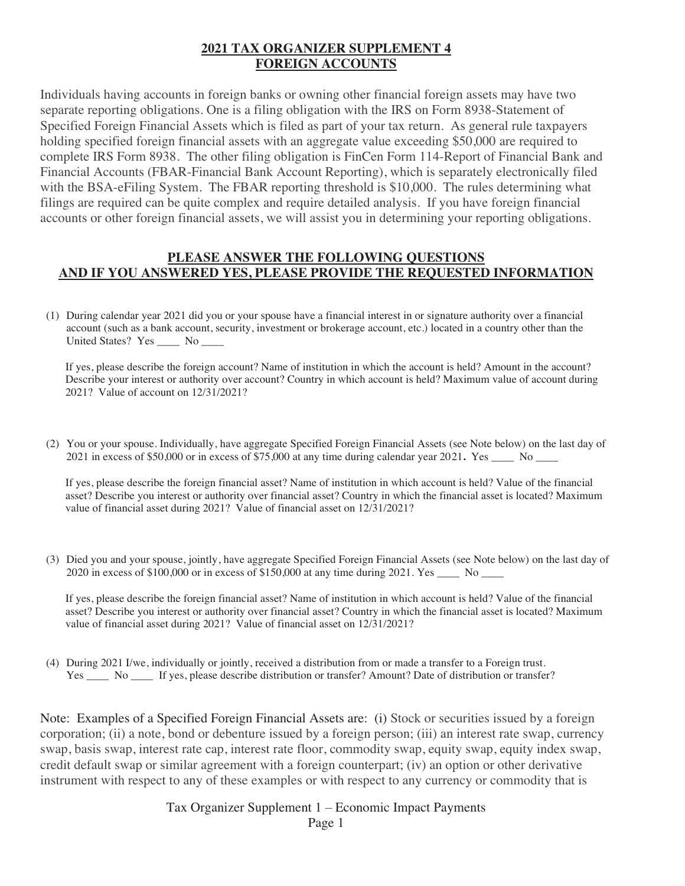## **2021 TAX ORGANIZER SUPPLEMENT 4**
## **FOREIGN ACCOUNTS**

Individuals having accounts in foreign banks or owning other financial foreign assets may have two separate reporting obligations. One is a filing obligation with the IRS on Form 8938-Statement of Specified Foreign Financial Assets which is filed as part of your tax return. As general rule taxpayers holding specified foreign financial assets with an aggregate value exceeding $50,000 are required to complete IRS Form 8938. The other filing obligation is FinCen Form 114-Report of Financial Bank and Financial Accounts (FBAR-Financial Bank Account Reporting), which is separately electronically filed with the BSA-eFiling System. The FBAR reporting threshold is $10,000. The rules determining what filings are required can be quite complex and require detailed analysis. If you have foreign financial accounts or other foreign financial assets, we will assist you in determining your reporting obligations.

### **PLEASE ANSWER THE FOLLOWING QUESTIONS**
### **AND IF YOU ANSWERED YES, PLEASE PROVIDE THE REQUESTED INFORMATION**

(1) During calendar year 2021 did you or your spouse have a financial interest in or signature authority over a financial account (such as a bank account, security, investment or brokerage account, etc.) located in a country other than the United States? Yes ____ No ____

If yes, please describe the foreign account? Name of institution in which the account is held? Amount in the account? Describe your interest or authority over account? Country in which account is held? Maximum value of account during 2021? Value of account on 12/31/2021?

(2) You or your spouse. Individually, have aggregate Specified Foreign Financial Assets (see Note below) on the last day of 2021 in excess of $50,000 or in excess of $75,000 at any time during calendar year 2021**.** Yes ____ No ____

If yes, please describe the foreign financial asset? Name of institution in which account is held? Value of the financial asset? Describe you interest or authority over financial asset? Country in which the financial asset is located? Maximum value of financial asset during 2021? Value of financial asset on 12/31/2021?

(3) Died you and your spouse, jointly, have aggregate Specified Foreign Financial Assets (see Note below) on the last day of 2020 in excess of $100,000 or in excess of $150,000 at any time during 2021. Yes ____ No ____

If yes, please describe the foreign financial asset? Name of institution in which account is held? Value of the financial asset? Describe you interest or authority over financial asset? Country in which the financial asset is located? Maximum value of financial asset during 2021? Value of financial asset on 12/31/2021?

(4) During 2021 I/we, individually or jointly, received a distribution from or made a transfer to a Foreign trust. Yes ____ No ____ If yes, please describe distribution or transfer? Amount? Date of distribution or transfer?

Note: Examples of a Specified Foreign Financial Assets are: (i) Stock or securities issued by a foreign corporation; (ii) a note, bond or debenture issued by a foreign person; (iii) an interest rate swap, currency swap, basis swap, interest rate cap, interest rate floor, commodity swap, equity swap, equity index swap, credit default swap or similar agreement with a foreign counterpart; (iv) an option or other derivative instrument with respect to any of these examples or with respect to any currency or commodity that is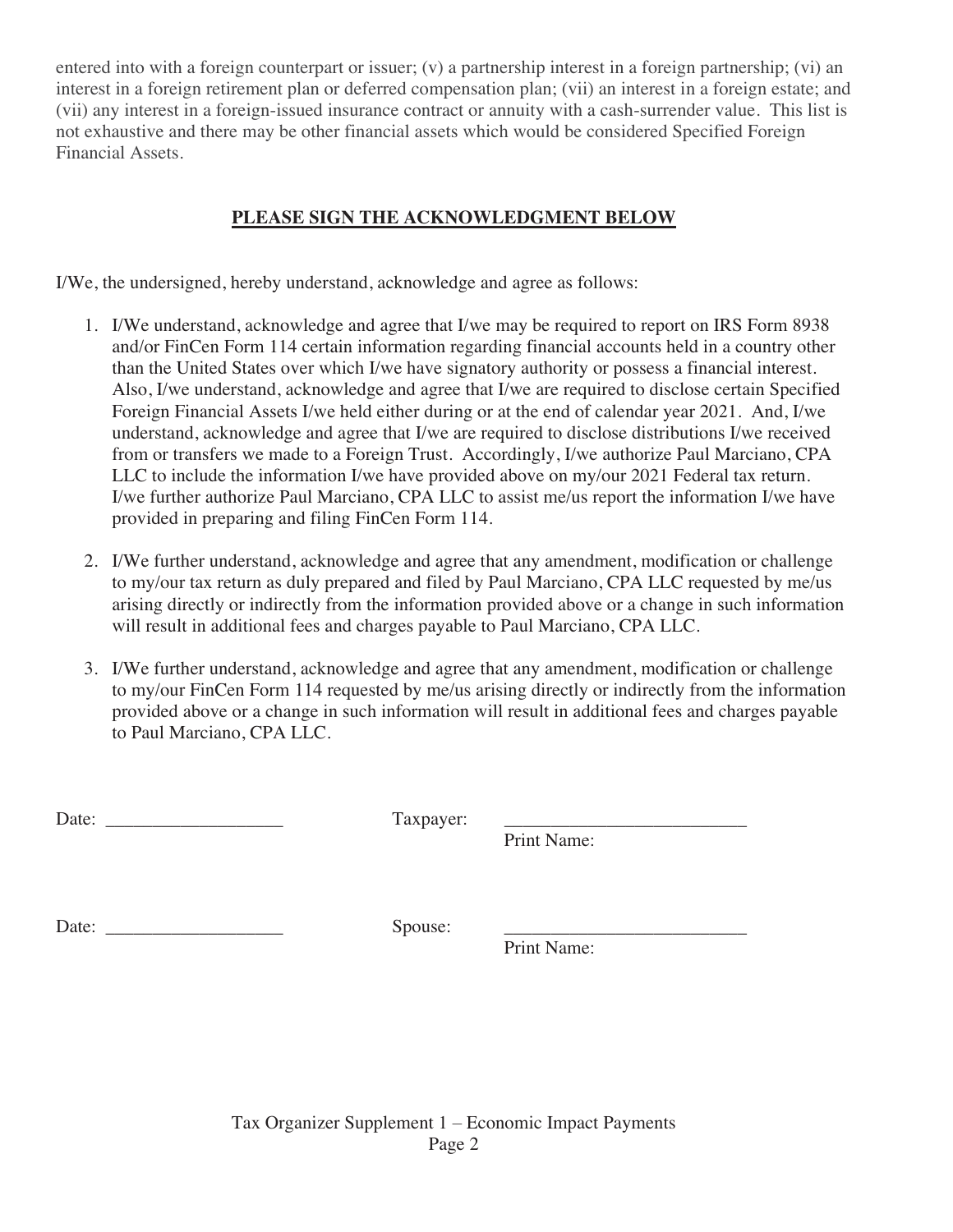entered into with a foreign counterpart or issuer; (v) a partnership interest in a foreign partnership; (vi) an interest in a foreign retirement plan or deferred compensation plan; (vii) an interest in a foreign estate; and (vii) any interest in a foreign-issued insurance contract or annuity with a cash-surrender value. This list is not exhaustive and there may be other financial assets which would be considered Specified Foreign Financial Assets.

## **PLEASE SIGN THE ACKNOWLEDGMENT BELOW**

I/We, the undersigned, hereby understand, acknowledge and agree as follows:

1. I/We understand, acknowledge and agree that I/we may be required to report on IRS Form 8938 and/or FinCen Form 114 certain information regarding financial accounts held in a country other than the United States over which I/we have signatory authority or possess a financial interest. Also, I/we understand, acknowledge and agree that I/we are required to disclose certain Specified Foreign Financial Assets I/we held either during or at the end of calendar year 2021. And, I/we understand, acknowledge and agree that I/we are required to disclose distributions I/we received from or transfers we made to a Foreign Trust. Accordingly, I/we authorize Paul Marciano, CPA LLC to include the information I/we have provided above on my/our 2021 Federal tax return. I/we further authorize Paul Marciano, CPA LLC to assist me/us report the information I/we have provided in preparing and filing FinCen Form 114.

2. I/We further understand, acknowledge and agree that any amendment, modification or challenge to my/our tax return as duly prepared and filed by Paul Marciano, CPA LLC requested by me/us arising directly or indirectly from the information provided above or a change in such information will result in additional fees and charges payable to Paul Marciano, CPA LLC.

3. I/We further understand, acknowledge and agree that any amendment, modification or challenge to my/our FinCen Form 114 requested by me/us arising directly or indirectly from the information provided above or a change in such information will result in additional fees and charges payable to Paul Marciano, CPA LLC.

Date: ___________________ Taxpayer: __________________________

Print Name:

Date: ___________________ Spouse: __________________________

Print Name:

Tax Organizer Supplement 1 – Economic Impact Payments